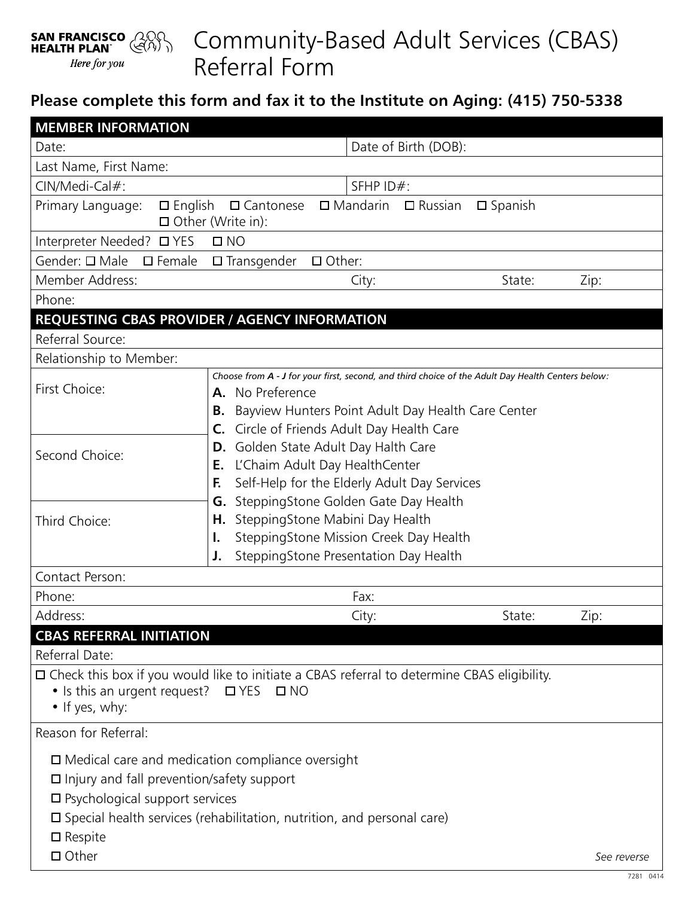SAN FRANCISCO HEALTH PLAN
*Here for you*

# Community-Based Adult Services (CBAS) Referral Form

## Please complete this form and fax it to the Institute on Aging: (415) 750-5338

### MEMBER INFORMATION

| | |
|---|---|
| Date: | Date of Birth (DOB): |
| Last Name, First Name: | |
| CIN/Medi-Cal#: | SFHP ID#: |

Primary Language: ☐ English ☐ Cantonese ☐ Mandarin ☐ Russian ☐ Spanish ☐ Other (Write in):

Interpreter Needed? ☐ YES ☐ NO

Gender: ☐ Male ☐ Female ☐ Transgender ☐ Other:

Member Address: City: State: Zip:

Phone:

### REQUESTING CBAS PROVIDER / AGENCY INFORMATION

Referral Source:

Relationship to Member:

| | |
|---|---|
| First Choice: | *Choose from **A - J** for your first, second, and third choice of the Adult Day Health Centers below:* |
| Second Choice: | |
| Third Choice: | |

**A.** No Preference
**B.** Bayview Hunters Point Adult Day Health Care Center
**C.** Circle of Friends Adult Day Health Care
**D.** Golden State Adult Day Halth Care
**E.** L'Chaim Adult Day HealthCenter
**F.** Self-Help for the Elderly Adult Day Services
**G.** SteppingStone Golden Gate Day Health
**H.** SteppingStone Mabini Day Health
**I.** SteppingStone Mission Creek Day Health
**J.** SteppingStone Presentation Day Health

Contact Person:

Phone: Fax:

Address: City: State: Zip:

### CBAS REFERRAL INITIATION

Referral Date:

☐ Check this box if you would like to initiate a CBAS referral to determine CBAS eligibility.

- Is this an urgent request? ☐ YES ☐ NO
- If yes, why:

Reason for Referral:

☐ Medical care and medication compliance oversight
☐ Injury and fall prevention/safety support
☐ Psychological support services
☐ Special health services (rehabilitation, nutrition, and personal care)
☐ Respite
☐ Other

*See reverse*

7281 0414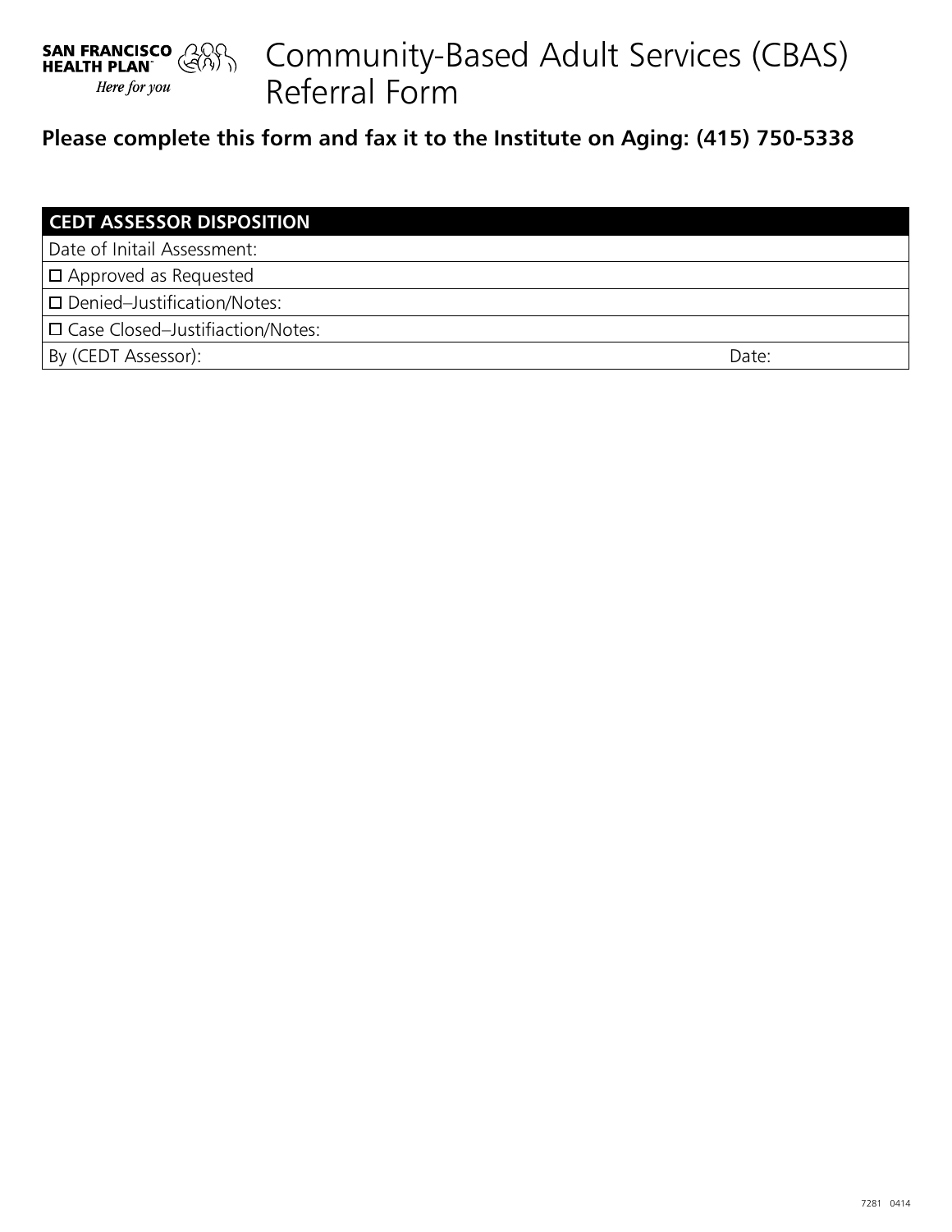SAN FRANCISCO HEALTH PLAN

*Here for you*

# Community-Based Adult Services (CBAS) Referral Form

**Please complete this form and fax it to the Institute on Aging: (415) 750-5338**

| **CEDT ASSESSOR DISPOSITION** | |
|---|---|
| Date of Initail Assessment: | |
| ☐ Approved as Requested | |
| ☐ Denied–Justification/Notes: | |
| ☐ Case Closed–Justifiaction/Notes: | |
| By (CEDT Assessor): | Date: |

7281 0414